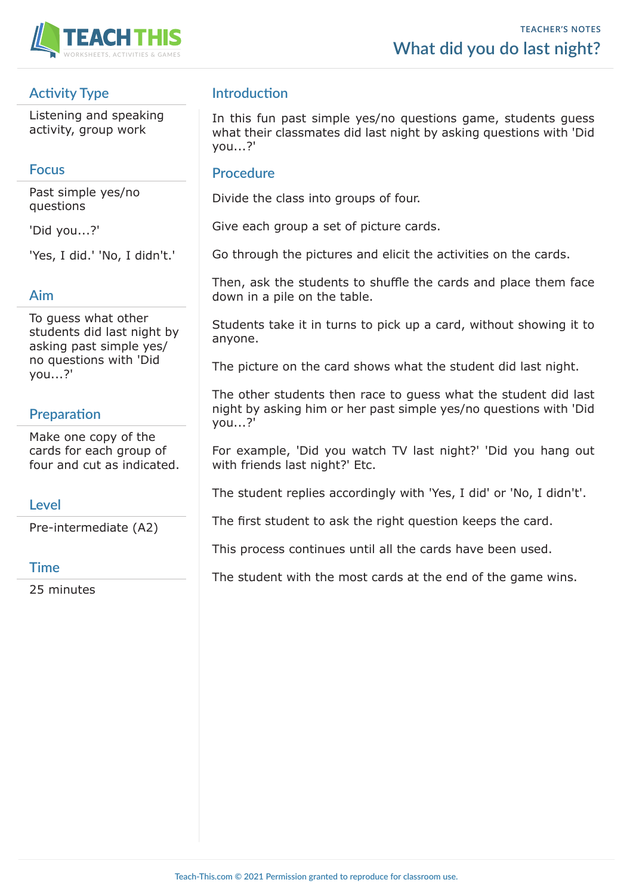TEACHER'S NOTES

# What did you do last night?

## Activity Type

Listening and speaking activity, group work

## Focus

Past simple yes/no questions

'Did you...?'

'Yes, I did.' 'No, I didn't.'

## Aim

To guess what other students did last night by asking past simple yes/no questions with 'Did you...?'

## Preparation

Make one copy of the cards for each group of four and cut as indicated.

## Level

Pre-intermediate (A2)

## Time

25 minutes

## Introduction

In this fun past simple yes/no questions game, students guess what their classmates did last night by asking questions with 'Did you...?'

## Procedure

Divide the class into groups of four.

Give each group a set of picture cards.

Go through the pictures and elicit the activities on the cards.

Then, ask the students to shuffle the cards and place them face down in a pile on the table.

Students take it in turns to pick up a card, without showing it to anyone.

The picture on the card shows what the student did last night.

The other students then race to guess what the student did last night by asking him or her past simple yes/no questions with 'Did you...?'

For example, 'Did you watch TV last night?' 'Did you hang out with friends last night?' Etc.

The student replies accordingly with 'Yes, I did' or 'No, I didn't'.

The first student to ask the right question keeps the card.

This process continues until all the cards have been used.

The student with the most cards at the end of the game wins.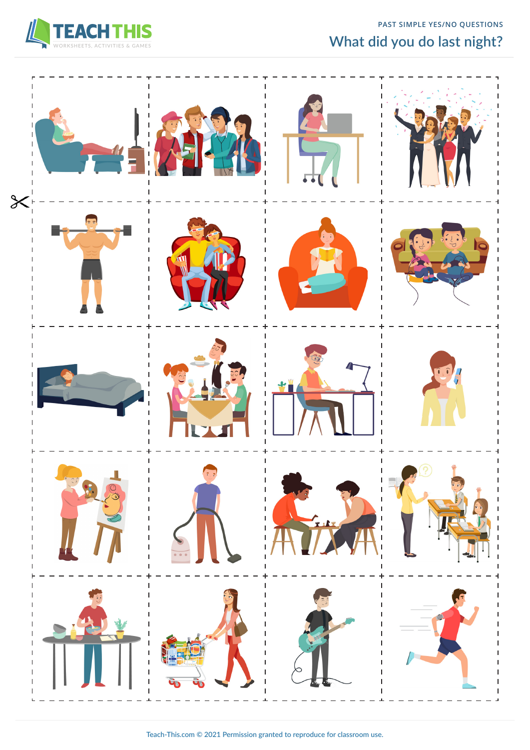PAST SIMPLE YES/NO QUESTIONS

# What did you do last night?

Teach-This.com © 2021 Permission granted to reproduce for classroom use.